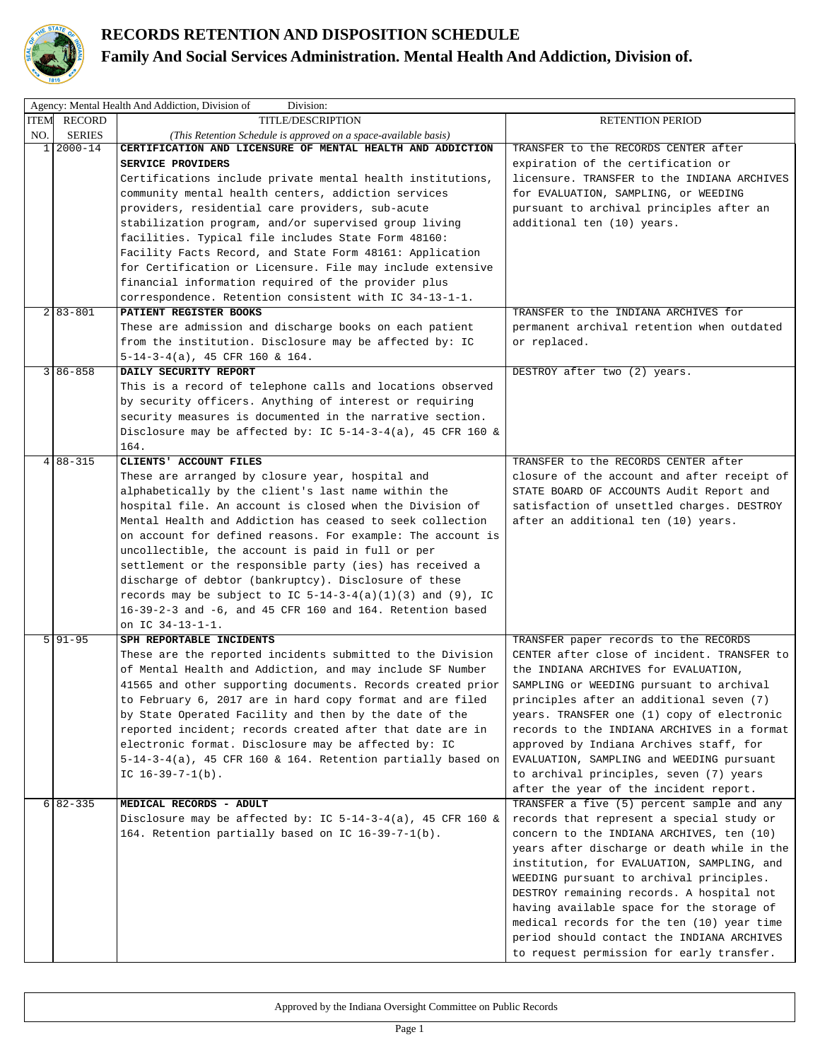# RECORDS RETENTION AND DISPOSITION SCHEDULE

## Family And Social Services Administration. Mental Health And Addiction, Division of.

Agency: Mental Health And Addiction, Division of Division:

| ITEM NO. | RECORD SERIES | TITLE/DESCRIPTION *(This Retention Schedule is approved on a space-available basis)* | RETENTION PERIOD |
|---|---|---|---|
| 1 | 2000-14 | **CERTIFICATION AND LICENSURE OF MENTAL HEALTH AND ADDICTION SERVICE PROVIDERS** Certifications include private mental health institutions, community mental health centers, addiction services providers, residential care providers, sub-acute stabilization program, and/or supervised group living facilities. Typical file includes State Form 48160: Facility Facts Record, and State Form 48161: Application for Certification or Licensure. File may include extensive financial information required of the provider plus correspondence. Retention consistent with IC 34-13-1-1. | TRANSFER to the RECORDS CENTER after expiration of the certification or licensure. TRANSFER to the INDIANA ARCHIVES for EVALUATION, SAMPLING, or WEEDING pursuant to archival principles after an additional ten (10) years. |
| 2 | 83-801 | **PATIENT REGISTER BOOKS** These are admission and discharge books on each patient from the institution. Disclosure may be affected by: IC 5-14-3-4(a), 45 CFR 160 & 164. | TRANSFER to the INDIANA ARCHIVES for permanent archival retention when outdated or replaced. |
| 3 | 86-858 | **DAILY SECURITY REPORT** This is a record of telephone calls and locations observed by security officers. Anything of interest or requiring security measures is documented in the narrative section. Disclosure may be affected by: IC 5-14-3-4(a), 45 CFR 160 & 164. | DESTROY after two (2) years. |
| 4 | 88-315 | **CLIENTS' ACCOUNT FILES** These are arranged by closure year, hospital and alphabetically by the client's last name within the hospital file. An account is closed when the Division of Mental Health and Addiction has ceased to seek collection on account for defined reasons. For example: The account is uncollectible, the account is paid in full or per settlement or the responsible party (ies) has received a discharge of debtor (bankruptcy). Disclosure of these records may be subject to IC 5-14-3-4(a)(1)(3) and (9), IC 16-39-2-3 and -6, and 45 CFR 160 and 164. Retention based on IC 34-13-1-1. | TRANSFER to the RECORDS CENTER after closure of the account and after receipt of STATE BOARD OF ACCOUNTS Audit Report and satisfaction of unsettled charges. DESTROY after an additional ten (10) years. |
| 5 | 91-95 | **SPH REPORTABLE INCIDENTS** These are the reported incidents submitted to the Division of Mental Health and Addiction, and may include SF Number 41565 and other supporting documents. Records created prior to February 6, 2017 are in hard copy format and are filed by State Operated Facility and then by the date of the reported incident; records created after that date are in electronic format. Disclosure may be affected by: IC 5-14-3-4(a), 45 CFR 160 & 164. Retention partially based on IC 16-39-7-1(b). | TRANSFER paper records to the RECORDS CENTER after close of incident. TRANSFER to the INDIANA ARCHIVES for EVALUATION, SAMPLING or WEEDING pursuant to archival principles after an additional seven (7) years. TRANSFER one (1) copy of electronic records to the INDIANA ARCHIVES in a format approved by Indiana Archives staff, for EVALUATION, SAMPLING and WEEDING pursuant to archival principles, seven (7) years after the year of the incident report. |
| 6 | 82-335 | **MEDICAL RECORDS - ADULT** Disclosure may be affected by: IC 5-14-3-4(a), 45 CFR 160 & 164. Retention partially based on IC 16-39-7-1(b). | TRANSFER a five (5) percent sample and any records that represent a special study or concern to the INDIANA ARCHIVES, ten (10) years after discharge or death while in the institution, for EVALUATION, SAMPLING, and WEEDING pursuant to archival principles. DESTROY remaining records. A hospital not having available space for the storage of medical records for the ten (10) year time period should contact the INDIANA ARCHIVES to request permission for early transfer. |

Approved by the Indiana Oversight Committee on Public Records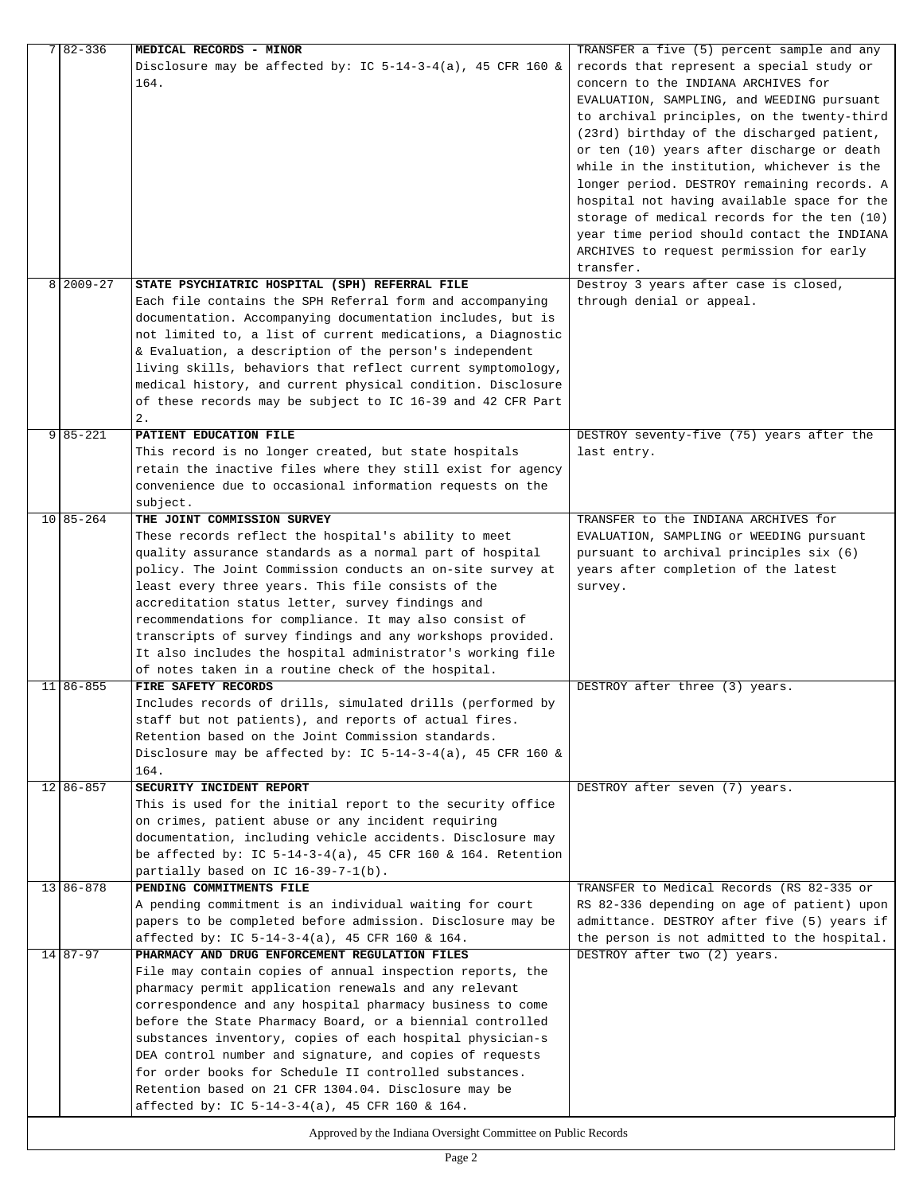| | | | |
|---|---|---|---|
| 7 | 82-336 | **MEDICAL RECORDS - MINOR**<br>Disclosure may be affected by: IC 5-14-3-4(a), 45 CFR 160 & 164. | TRANSFER a five (5) percent sample and any records that represent a special study or concern to the INDIANA ARCHIVES for EVALUATION, SAMPLING, and WEEDING pursuant to archival principles, on the twenty-third (23rd) birthday of the discharged patient, or ten (10) years after discharge or death while in the institution, whichever is the longer period. DESTROY remaining records. A hospital not having available space for the storage of medical records for the ten (10) year time period should contact the INDIANA ARCHIVES to request permission for early transfer. |
| 8 | 2009-27 | **STATE PSYCHIATRIC HOSPITAL (SPH) REFERRAL FILE**<br>Each file contains the SPH Referral form and accompanying documentation. Accompanying documentation includes, but is not limited to, a list of current medications, a Diagnostic & Evaluation, a description of the person's independent living skills, behaviors that reflect current symptomology, medical history, and current physical condition. Disclosure of these records may be subject to IC 16-39 and 42 CFR Part 2. | Destroy 3 years after case is closed, through denial or appeal. |
| 9 | 85-221 | **PATIENT EDUCATION FILE**<br>This record is no longer created, but state hospitals retain the inactive files where they still exist for agency convenience due to occasional information requests on the subject. | DESTROY seventy-five (75) years after the last entry. |
| 10 | 85-264 | **THE JOINT COMMISSION SURVEY**<br>These records reflect the hospital's ability to meet quality assurance standards as a normal part of hospital policy. The Joint Commission conducts an on-site survey at least every three years. This file consists of the accreditation status letter, survey findings and recommendations for compliance. It may also consist of transcripts of survey findings and any workshops provided. It also includes the hospital administrator's working file of notes taken in a routine check of the hospital. | TRANSFER to the INDIANA ARCHIVES for EVALUATION, SAMPLING or WEEDING pursuant pursuant to archival principles six (6) years after completion of the latest survey. |
| 11 | 86-855 | **FIRE SAFETY RECORDS**<br>Includes records of drills, simulated drills (performed by staff but not patients), and reports of actual fires. Retention based on the Joint Commission standards. Disclosure may be affected by: IC 5-14-3-4(a), 45 CFR 160 & 164. | DESTROY after three (3) years. |
| 12 | 86-857 | **SECURITY INCIDENT REPORT**<br>This is used for the initial report to the security office on crimes, patient abuse or any incident requiring documentation, including vehicle accidents. Disclosure may be affected by: IC 5-14-3-4(a), 45 CFR 160 & 164. Retention partially based on IC 16-39-7-1(b). | DESTROY after seven (7) years. |
| 13 | 86-878 | **PENDING COMMITMENTS FILE**<br>A pending commitment is an individual waiting for court papers to be completed before admission. Disclosure may be affected by: IC 5-14-3-4(a), 45 CFR 160 & 164. | TRANSFER to Medical Records (RS 82-335 or RS 82-336 depending on age of patient) upon admittance. DESTROY after five (5) years if the person is not admitted to the hospital. |
| 14 | 87-97 | **PHARMACY AND DRUG ENFORCEMENT REGULATION FILES**<br>File may contain copies of annual inspection reports, the pharmacy permit application renewals and any relevant correspondence and any hospital pharmacy business to come before the State Pharmacy Board, or a biennial controlled substances inventory, copies of each hospital physician-s DEA control number and signature, and copies of requests for order books for Schedule II controlled substances. Retention based on 21 CFR 1304.04. Disclosure may be affected by: IC 5-14-3-4(a), 45 CFR 160 & 164. | DESTROY after two (2) years. |

Approved by the Indiana Oversight Committee on Public Records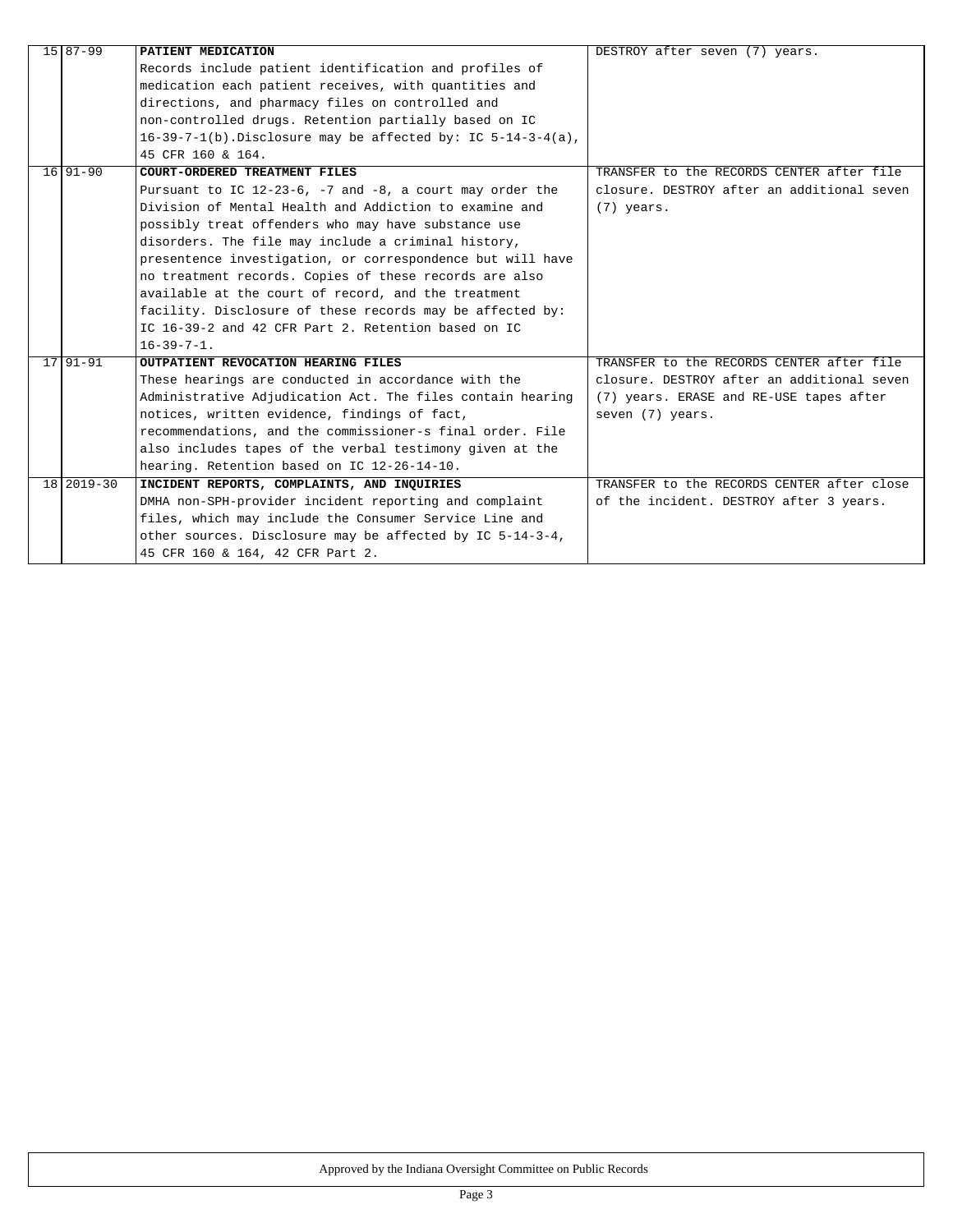| | | | |
|---|---|---|---|
| 15 | 87-99 | **PATIENT MEDICATION** Records include patient identification and profiles of medication each patient receives, with quantities and directions, and pharmacy files on controlled and non-controlled drugs. Retention partially based on IC 16-39-7-1(b).Disclosure may be affected by: IC 5-14-3-4(a), 45 CFR 160 & 164. | DESTROY after seven (7) years. |
| 16 | 91-90 | **COURT-ORDERED TREATMENT FILES** Pursuant to IC 12-23-6, -7 and -8, a court may order the Division of Mental Health and Addiction to examine and possibly treat offenders who may have substance use disorders. The file may include a criminal history, presentence investigation, or correspondence but will have no treatment records. Copies of these records are also available at the court of record, and the treatment facility. Disclosure of these records may be affected by: IC 16-39-2 and 42 CFR Part 2. Retention based on IC 16-39-7-1. | TRANSFER to the RECORDS CENTER after file closure. DESTROY after an additional seven (7) years. |
| 17 | 91-91 | **OUTPATIENT REVOCATION HEARING FILES** These hearings are conducted in accordance with the Administrative Adjudication Act. The files contain hearing notices, written evidence, findings of fact, recommendations, and the commissioner-s final order. File also includes tapes of the verbal testimony given at the hearing. Retention based on IC 12-26-14-10. | TRANSFER to the RECORDS CENTER after file closure. DESTROY after an additional seven (7) years. ERASE and RE-USE tapes after seven (7) years. |
| 18 | 2019-30 | **INCIDENT REPORTS, COMPLAINTS, AND INQUIRIES** DMHA non-SPH-provider incident reporting and complaint files, which may include the Consumer Service Line and other sources. Disclosure may be affected by IC 5-14-3-4, 45 CFR 160 & 164, 42 CFR Part 2. | TRANSFER to the RECORDS CENTER after close of the incident. DESTROY after 3 years. |

Approved by the Indiana Oversight Committee on Public Records